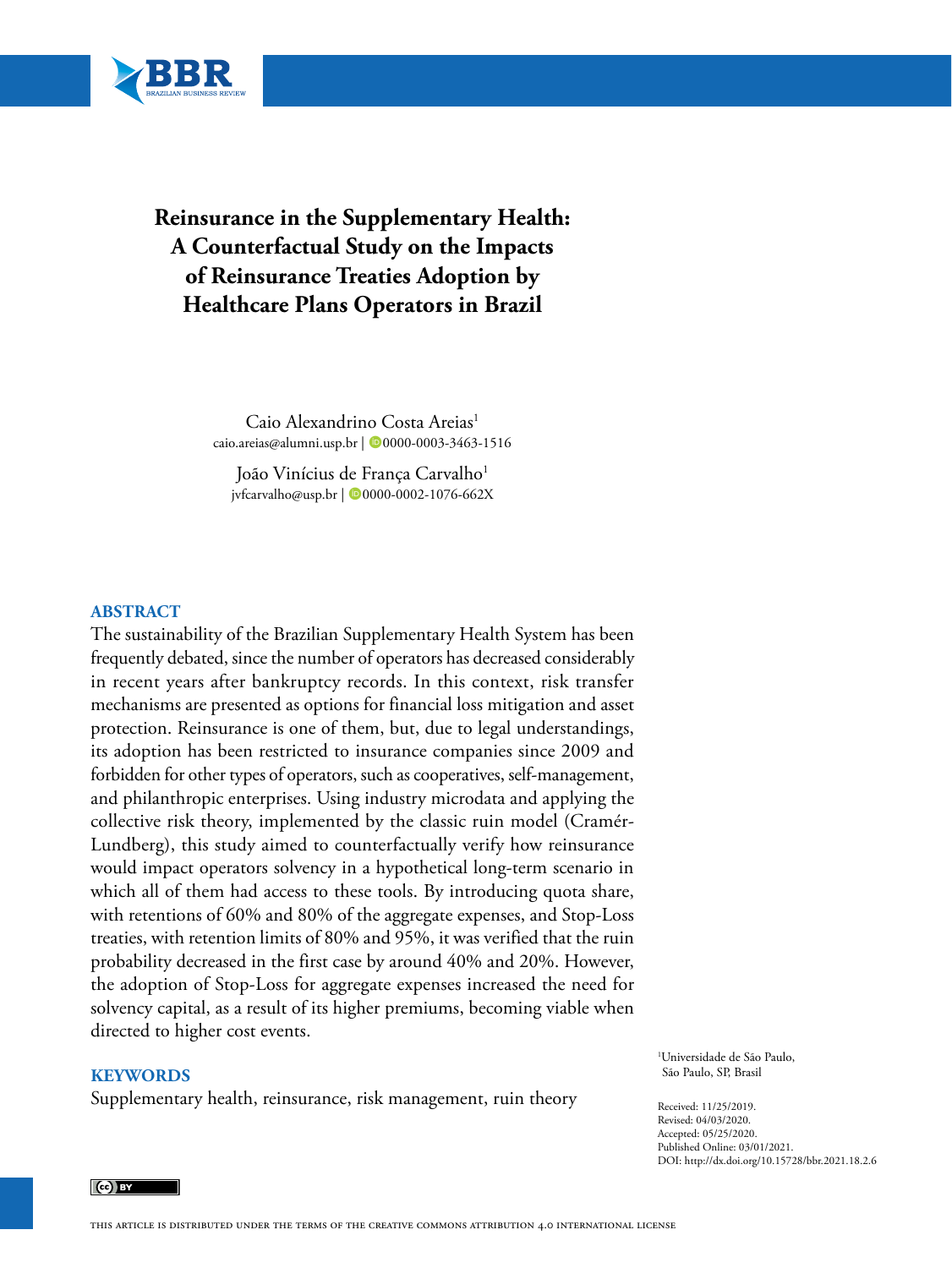# Reinsurance in the Supplementary Health: A Counterfactual Study on the Impacts of Reinsurance Treaties Adoption by Healthcare Plans Operators in Brazil

Caio Alexandrino Costa Areias[1]
caio.areias@alumni.usp.br | 0000-0003-3463-1516

João Vinícius de França Carvalho[1]
jvfcarvalho@usp.br | 0000-0002-1076-662X

## ABSTRACT

The sustainability of the Brazilian Supplementary Health System has been frequently debated, since the number of operators has decreased considerably in recent years after bankruptcy records. In this context, risk transfer mechanisms are presented as options for financial loss mitigation and asset protection. Reinsurance is one of them, but, due to legal understandings, its adoption has been restricted to insurance companies since 2009 and forbidden for other types of operators, such as cooperatives, self-management, and philanthropic enterprises. Using industry microdata and applying the collective risk theory, implemented by the classic ruin model (Cramér-Lundberg), this study aimed to counterfactually verify how reinsurance would impact operators solvency in a hypothetical long-term scenario in which all of them had access to these tools. By introducing quota share, with retentions of 60% and 80% of the aggregate expenses, and Stop-Loss treaties, with retention limits of 80% and 95%, it was verified that the ruin probability decreased in the first case by around 40% and 20%. However, the adoption of Stop-Loss for aggregate expenses increased the need for solvency capital, as a result of its higher premiums, becoming viable when directed to higher cost events.

## KEYWORDS

Supplementary health, reinsurance, risk management, ruin theory

[1]Universidade de São Paulo, São Paulo, SP, Brasil

Received: 11/25/2019.
Revised: 04/03/2020.
Accepted: 05/25/2020.
Published Online: 03/01/2021.
DOI: http://dx.doi.org/10.15728/bbr.2021.18.2.6

This article is distributed under the terms of the Creative Commons Attribution 4.0 International License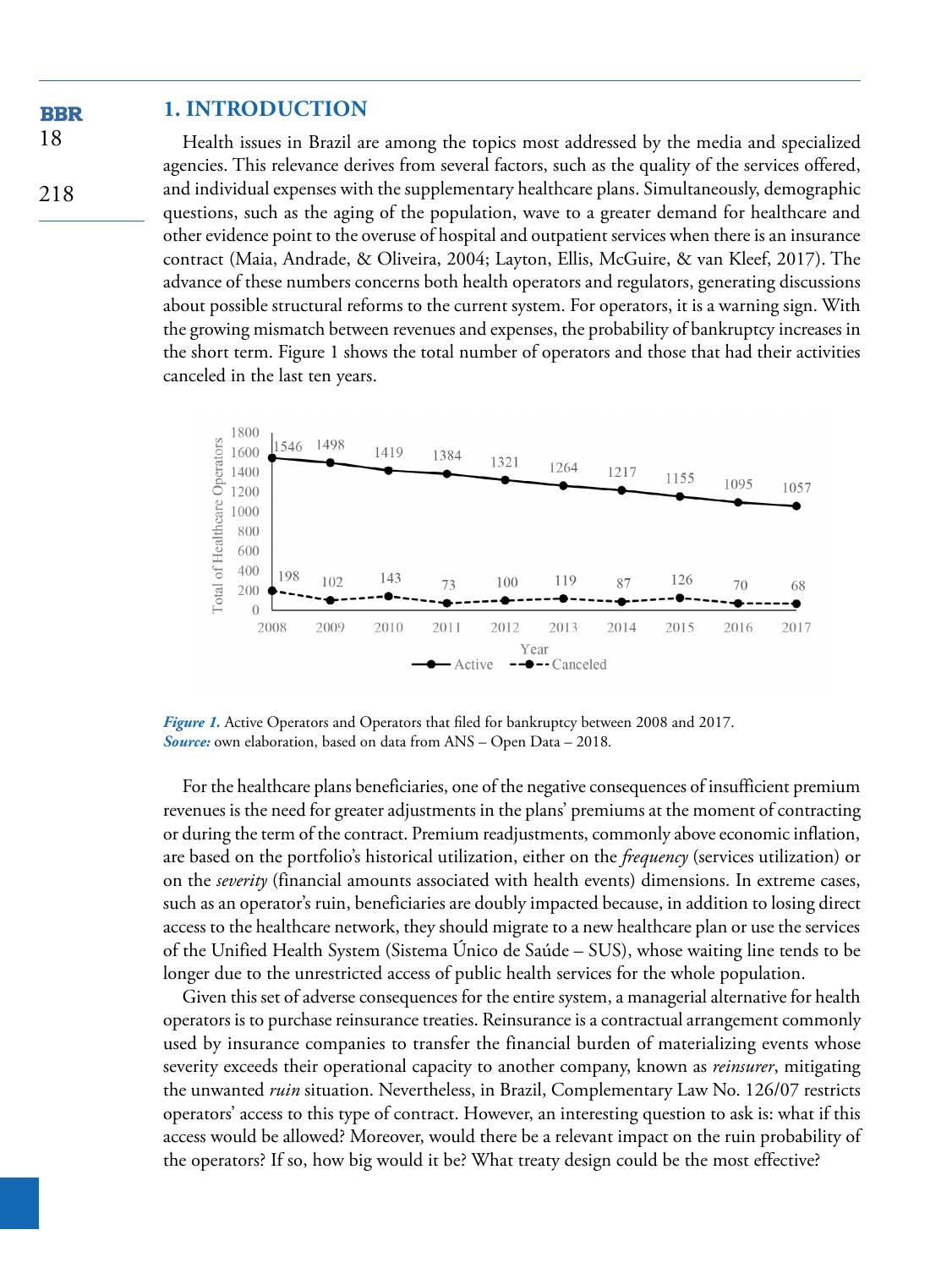## 1. INTRODUCTION

Health issues in Brazil are among the topics most addressed by the media and specialized agencies. This relevance derives from several factors, such as the quality of the services offered, and individual expenses with the supplementary healthcare plans. Simultaneously, demographic questions, such as the aging of the population, wave to a greater demand for healthcare and other evidence point to the overuse of hospital and outpatient services when there is an insurance contract (Maia, Andrade, & Oliveira, 2004; Layton, Ellis, McGuire, & van Kleef, 2017). The advance of these numbers concerns both health operators and regulators, generating discussions about possible structural reforms to the current system. For operators, it is a warning sign. With the growing mismatch between revenues and expenses, the probability of bankruptcy increases in the short term. Figure 1 shows the total number of operators and those that had their activities canceled in the last ten years.

*Figure 1.* Active Operators and Operators that filed for bankruptcy between 2008 and 2017.
*Source:* own elaboration, based on data from ANS – Open Data – 2018.

For the healthcare plans beneficiaries, one of the negative consequences of insufficient premium revenues is the need for greater adjustments in the plans' premiums at the moment of contracting or during the term of the contract. Premium readjustments, commonly above economic inflation, are based on the portfolio's historical utilization, either on the *frequency* (services utilization) or on the *severity* (financial amounts associated with health events) dimensions. In extreme cases, such as an operator's ruin, beneficiaries are doubly impacted because, in addition to losing direct access to the healthcare network, they should migrate to a new healthcare plan or use the services of the Unified Health System (Sistema Único de Saúde – SUS), whose waiting line tends to be longer due to the unrestricted access of public health services for the whole population.

Given this set of adverse consequences for the entire system, a managerial alternative for health operators is to purchase reinsurance treaties. Reinsurance is a contractual arrangement commonly used by insurance companies to transfer the financial burden of materializing events whose severity exceeds their operational capacity to another company, known as *reinsurer*, mitigating the unwanted *ruin* situation. Nevertheless, in Brazil, Complementary Law No. 126/07 restricts operators' access to this type of contract. However, an interesting question to ask is: what if this access would be allowed? Moreover, would there be a relevant impact on the ruin probability of the operators? If so, how big would it be? What treaty design could be the most effective?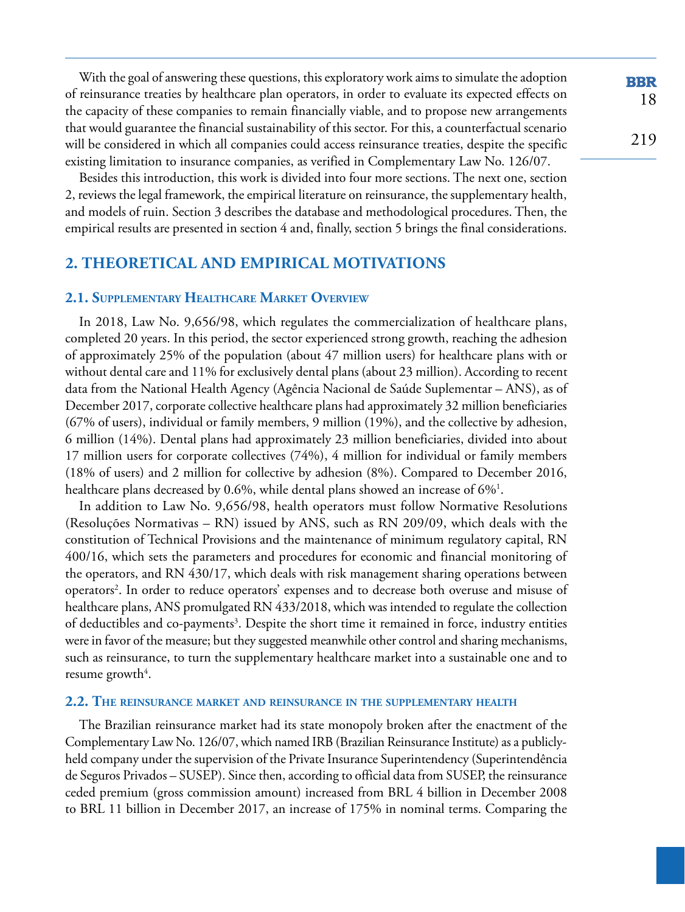With the goal of answering these questions, this exploratory work aims to simulate the adoption of reinsurance treaties by healthcare plan operators, in order to evaluate its expected effects on the capacity of these companies to remain financially viable, and to propose new arrangements that would guarantee the financial sustainability of this sector. For this, a counterfactual scenario will be considered in which all companies could access reinsurance treaties, despite the specific existing limitation to insurance companies, as verified in Complementary Law No. 126/07.

Besides this introduction, this work is divided into four more sections. The next one, section 2, reviews the legal framework, the empirical literature on reinsurance, the supplementary health, and models of ruin. Section 3 describes the database and methodological procedures. Then, the empirical results are presented in section 4 and, finally, section 5 brings the final considerations.

## 2. THEORETICAL AND EMPIRICAL MOTIVATIONS

### 2.1. Supplementary Healthcare Market Overview

In 2018, Law No. 9,656/98, which regulates the commercialization of healthcare plans, completed 20 years. In this period, the sector experienced strong growth, reaching the adhesion of approximately 25% of the population (about 47 million users) for healthcare plans with or without dental care and 11% for exclusively dental plans (about 23 million). According to recent data from the National Health Agency (Agência Nacional de Saúde Suplementar – ANS), as of December 2017, corporate collective healthcare plans had approximately 32 million beneficiaries (67% of users), individual or family members, 9 million (19%), and the collective by adhesion, 6 million (14%). Dental plans had approximately 23 million beneficiaries, divided into about 17 million users for corporate collectives (74%), 4 million for individual or family members (18% of users) and 2 million for collective by adhesion (8%). Compared to December 2016, healthcare plans decreased by 0.6%, while dental plans showed an increase of 6%[1].

In addition to Law No. 9,656/98, health operators must follow Normative Resolutions (Resoluções Normativas – RN) issued by ANS, such as RN 209/09, which deals with the constitution of Technical Provisions and the maintenance of minimum regulatory capital, RN 400/16, which sets the parameters and procedures for economic and financial monitoring of the operators, and RN 430/17, which deals with risk management sharing operations between operators[2]. In order to reduce operators' expenses and to decrease both overuse and misuse of healthcare plans, ANS promulgated RN 433/2018, which was intended to regulate the collection of deductibles and co-payments[3]. Despite the short time it remained in force, industry entities were in favor of the measure; but they suggested meanwhile other control and sharing mechanisms, such as reinsurance, to turn the supplementary healthcare market into a sustainable one and to resume growth[4].

### 2.2. The reinsurance market and reinsurance in the supplementary health

The Brazilian reinsurance market had its state monopoly broken after the enactment of the Complementary Law No. 126/07, which named IRB (Brazilian Reinsurance Institute) as a publicly-held company under the supervision of the Private Insurance Superintendency (Superintendência de Seguros Privados – SUSEP). Since then, according to official data from SUSEP, the reinsurance ceded premium (gross commission amount) increased from BRL 4 billion in December 2008 to BRL 11 billion in December 2017, an increase of 175% in nominal terms. Comparing the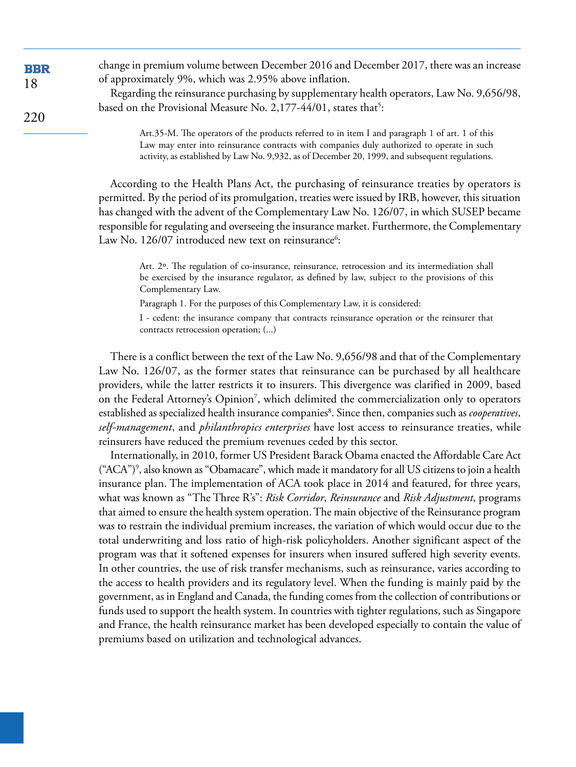change in premium volume between December 2016 and December 2017, there was an increase of approximately 9%, which was 2.95% above inflation.

Regarding the reinsurance purchasing by supplementary health operators, Law No. 9,656/98, based on the Provisional Measure No. 2,177-44/01, states that[5]:

> Art.35-M. The operators of the products referred to in item I and paragraph 1 of art. 1 of this Law may enter into reinsurance contracts with companies duly authorized to operate in such activity, as established by Law No. 9,932, as of December 20, 1999, and subsequent regulations.

According to the Health Plans Act, the purchasing of reinsurance treaties by operators is permitted. By the period of its promulgation, treaties were issued by IRB, however, this situation has changed with the advent of the Complementary Law No. 126/07, in which SUSEP became responsible for regulating and overseeing the insurance market. Furthermore, the Complementary Law No. 126/07 introduced new text on reinsurance[6]:

> Art. 2º. The regulation of co-insurance, reinsurance, retrocession and its intermediation shall be exercised by the insurance regulator, as defined by law, subject to the provisions of this Complementary Law.
>
> Paragraph 1. For the purposes of this Complementary Law, it is considered:
>
> I - cedent: the insurance company that contracts reinsurance operation or the reinsurer that contracts retrocession operation; (...)

There is a conflict between the text of the Law No. 9,656/98 and that of the Complementary Law No. 126/07, as the former states that reinsurance can be purchased by all healthcare providers, while the latter restricts it to insurers. This divergence was clarified in 2009, based on the Federal Attorney's Opinion[7], which delimited the commercialization only to operators established as specialized health insurance companies[8]. Since then, companies such as *cooperatives*, *self-management*, and *philanthropics enterprises* have lost access to reinsurance treaties, while reinsurers have reduced the premium revenues ceded by this sector.

Internationally, in 2010, former US President Barack Obama enacted the Affordable Care Act ("ACA")[9], also known as "Obamacare", which made it mandatory for all US citizens to join a health insurance plan. The implementation of ACA took place in 2014 and featured, for three years, what was known as "The Three R's": *Risk Corridor*, *Reinsurance* and *Risk Adjustment*, programs that aimed to ensure the health system operation. The main objective of the Reinsurance program was to restrain the individual premium increases, the variation of which would occur due to the total underwriting and loss ratio of high-risk policyholders. Another significant aspect of the program was that it softened expenses for insurers when insured suffered high severity events. In other countries, the use of risk transfer mechanisms, such as reinsurance, varies according to the access to health providers and its regulatory level. When the funding is mainly paid by the government, as in England and Canada, the funding comes from the collection of contributions or funds used to support the health system. In countries with tighter regulations, such as Singapore and France, the health reinsurance market has been developed especially to contain the value of premiums based on utilization and technological advances.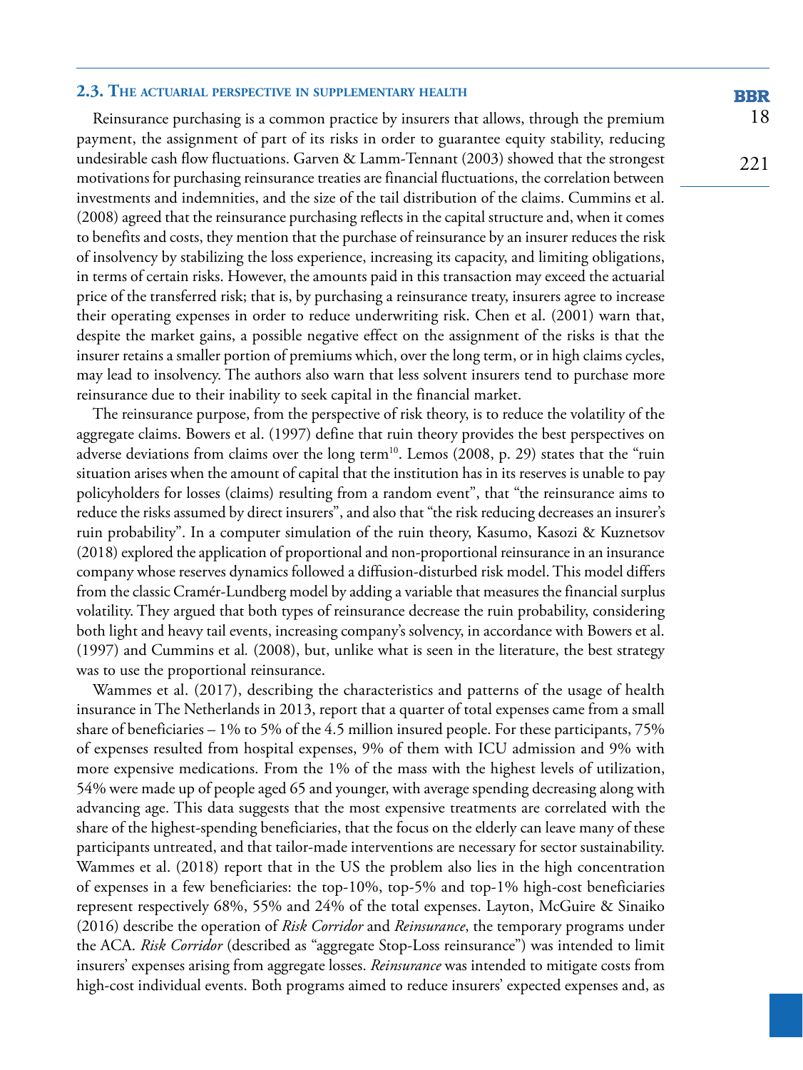### 2.3. The actuarial perspective in supplementary health

Reinsurance purchasing is a common practice by insurers that allows, through the premium payment, the assignment of part of its risks in order to guarantee equity stability, reducing undesirable cash flow fluctuations. Garven & Lamm-Tennant (2003) showed that the strongest motivations for purchasing reinsurance treaties are financial fluctuations, the correlation between investments and indemnities, and the size of the tail distribution of the claims. Cummins et al. (2008) agreed that the reinsurance purchasing reflects in the capital structure and, when it comes to benefits and costs, they mention that the purchase of reinsurance by an insurer reduces the risk of insolvency by stabilizing the loss experience, increasing its capacity, and limiting obligations, in terms of certain risks. However, the amounts paid in this transaction may exceed the actuarial price of the transferred risk; that is, by purchasing a reinsurance treaty, insurers agree to increase their operating expenses in order to reduce underwriting risk. Chen et al. (2001) warn that, despite the market gains, a possible negative effect on the assignment of the risks is that the insurer retains a smaller portion of premiums which, over the long term, or in high claims cycles, may lead to insolvency. The authors also warn that less solvent insurers tend to purchase more reinsurance due to their inability to seek capital in the financial market.

The reinsurance purpose, from the perspective of risk theory, is to reduce the volatility of the aggregate claims. Bowers et al. (1997) define that ruin theory provides the best perspectives on adverse deviations from claims over the long term[10]. Lemos (2008, p. 29) states that the "ruin situation arises when the amount of capital that the institution has in its reserves is unable to pay policyholders for losses (claims) resulting from a random event", that "the reinsurance aims to reduce the risks assumed by direct insurers", and also that "the risk reducing decreases an insurer's ruin probability". In a computer simulation of the ruin theory, Kasumo, Kasozi & Kuznetsov (2018) explored the application of proportional and non-proportional reinsurance in an insurance company whose reserves dynamics followed a diffusion-disturbed risk model. This model differs from the classic Cramér-Lundberg model by adding a variable that measures the financial surplus volatility. They argued that both types of reinsurance decrease the ruin probability, considering both light and heavy tail events, increasing company's solvency, in accordance with Bowers et al. (1997) and Cummins et al. (2008), but, unlike what is seen in the literature, the best strategy was to use the proportional reinsurance.

Wammes et al. (2017), describing the characteristics and patterns of the usage of health insurance in The Netherlands in 2013, report that a quarter of total expenses came from a small share of beneficiaries – 1% to 5% of the 4.5 million insured people. For these participants, 75% of expenses resulted from hospital expenses, 9% of them with ICU admission and 9% with more expensive medications. From the 1% of the mass with the highest levels of utilization, 54% were made up of people aged 65 and younger, with average spending decreasing along with advancing age. This data suggests that the most expensive treatments are correlated with the share of the highest-spending beneficiaries, that the focus on the elderly can leave many of these participants untreated, and that tailor-made interventions are necessary for sector sustainability. Wammes et al. (2018) report that in the US the problem also lies in the high concentration of expenses in a few beneficiaries: the top-10%, top-5% and top-1% high-cost beneficiaries represent respectively 68%, 55% and 24% of the total expenses. Layton, McGuire & Sinaiko (2016) describe the operation of *Risk Corridor* and *Reinsurance*, the temporary programs under the ACA. *Risk Corridor* (described as "aggregate Stop-Loss reinsurance") was intended to limit insurers' expenses arising from aggregate losses. *Reinsurance* was intended to mitigate costs from high-cost individual events. Both programs aimed to reduce insurers' expected expenses and, as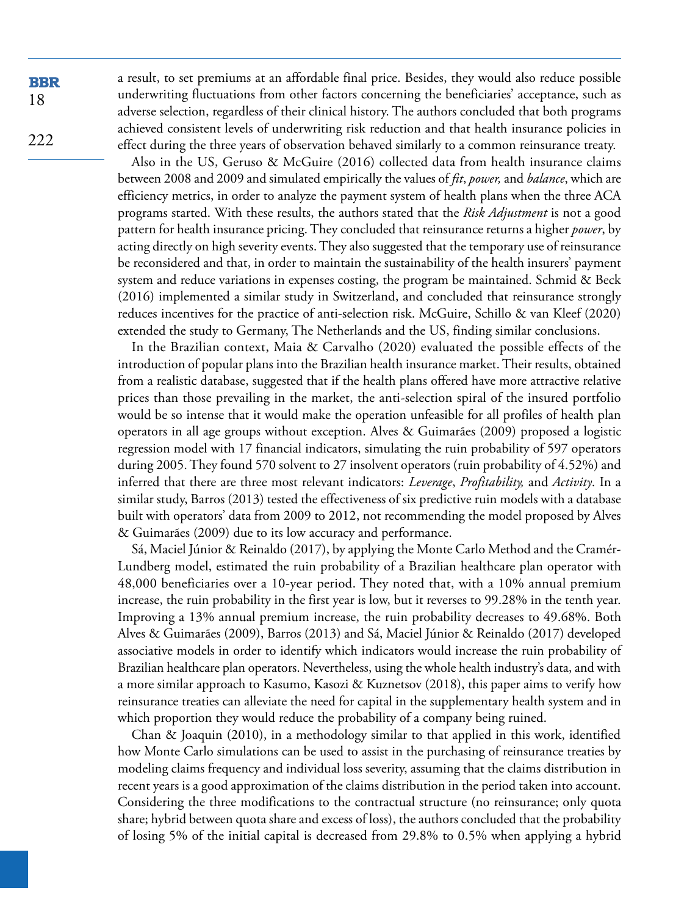a result, to set premiums at an affordable final price. Besides, they would also reduce possible underwriting fluctuations from other factors concerning the beneficiaries' acceptance, such as adverse selection, regardless of their clinical history. The authors concluded that both programs achieved consistent levels of underwriting risk reduction and that health insurance policies in effect during the three years of observation behaved similarly to a common reinsurance treaty.

Also in the US, Geruso & McGuire (2016) collected data from health insurance claims between 2008 and 2009 and simulated empirically the values of *fit*, *power,* and *balance*, which are efficiency metrics, in order to analyze the payment system of health plans when the three ACA programs started. With these results, the authors stated that the *Risk Adjustment* is not a good pattern for health insurance pricing. They concluded that reinsurance returns a higher *power*, by acting directly on high severity events. They also suggested that the temporary use of reinsurance be reconsidered and that, in order to maintain the sustainability of the health insurers' payment system and reduce variations in expenses costing, the program be maintained. Schmid & Beck (2016) implemented a similar study in Switzerland, and concluded that reinsurance strongly reduces incentives for the practice of anti-selection risk. McGuire, Schillo & van Kleef (2020) extended the study to Germany, The Netherlands and the US, finding similar conclusions.

In the Brazilian context, Maia & Carvalho (2020) evaluated the possible effects of the introduction of popular plans into the Brazilian health insurance market. Their results, obtained from a realistic database, suggested that if the health plans offered have more attractive relative prices than those prevailing in the market, the anti-selection spiral of the insured portfolio would be so intense that it would make the operation unfeasible for all profiles of health plan operators in all age groups without exception. Alves & Guimarães (2009) proposed a logistic regression model with 17 financial indicators, simulating the ruin probability of 597 operators during 2005. They found 570 solvent to 27 insolvent operators (ruin probability of 4.52%) and inferred that there are three most relevant indicators: *Leverage*, *Profitability,* and *Activity*. In a similar study, Barros (2013) tested the effectiveness of six predictive ruin models with a database built with operators' data from 2009 to 2012, not recommending the model proposed by Alves & Guimarães (2009) due to its low accuracy and performance.

Sá, Maciel Júnior & Reinaldo (2017), by applying the Monte Carlo Method and the Cramér-Lundberg model, estimated the ruin probability of a Brazilian healthcare plan operator with 48,000 beneficiaries over a 10-year period. They noted that, with a 10% annual premium increase, the ruin probability in the first year is low, but it reverses to 99.28% in the tenth year. Improving a 13% annual premium increase, the ruin probability decreases to 49.68%. Both Alves & Guimarães (2009), Barros (2013) and Sá, Maciel Júnior & Reinaldo (2017) developed associative models in order to identify which indicators would increase the ruin probability of Brazilian healthcare plan operators. Nevertheless, using the whole health industry's data, and with a more similar approach to Kasumo, Kasozi & Kuznetsov (2018), this paper aims to verify how reinsurance treaties can alleviate the need for capital in the supplementary health system and in which proportion they would reduce the probability of a company being ruined.

Chan & Joaquin (2010), in a methodology similar to that applied in this work, identified how Monte Carlo simulations can be used to assist in the purchasing of reinsurance treaties by modeling claims frequency and individual loss severity, assuming that the claims distribution in recent years is a good approximation of the claims distribution in the period taken into account. Considering the three modifications to the contractual structure (no reinsurance; only quota share; hybrid between quota share and excess of loss), the authors concluded that the probability of losing 5% of the initial capital is decreased from 29.8% to 0.5% when applying a hybrid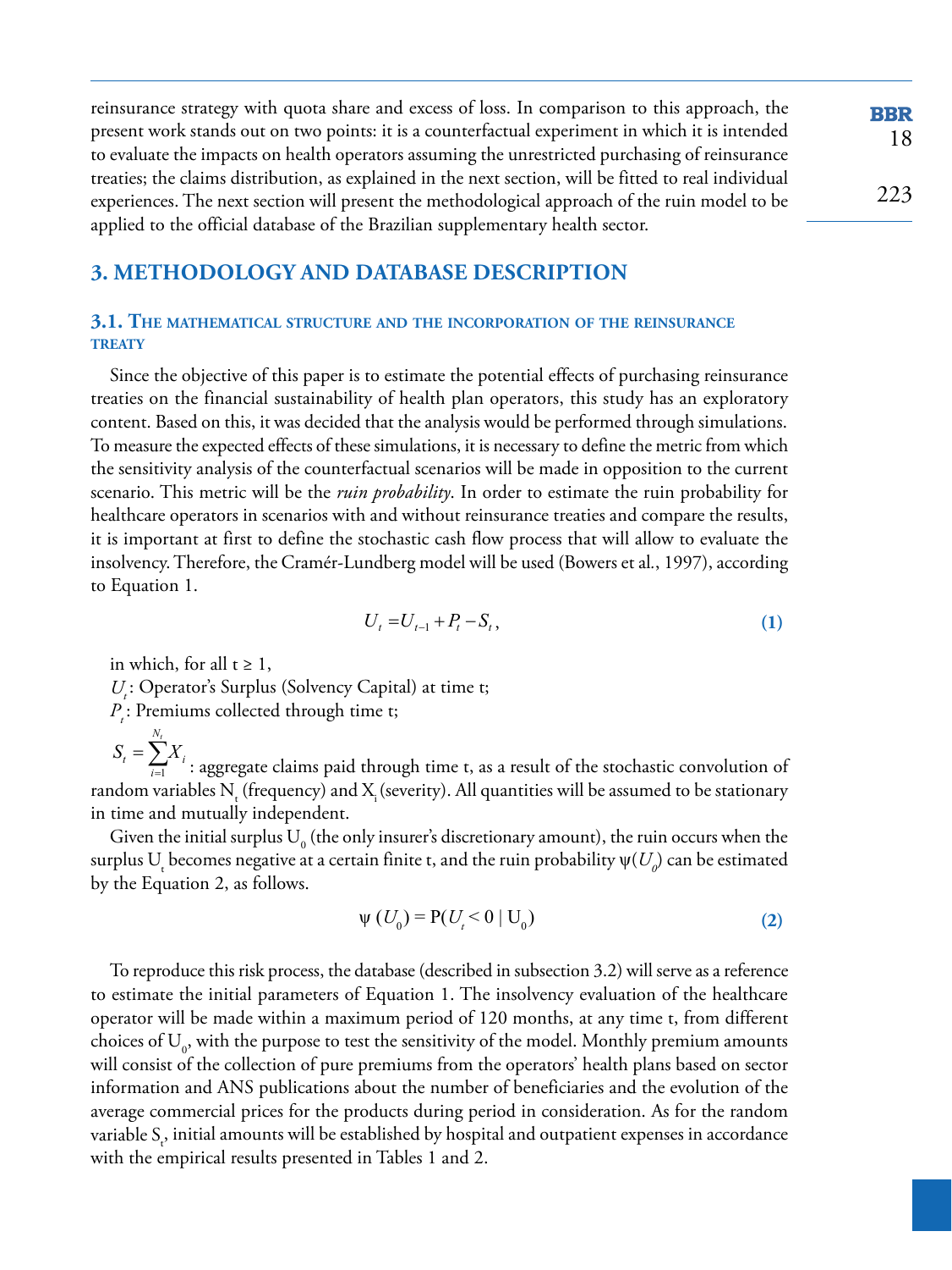reinsurance strategy with quota share and excess of loss. In comparison to this approach, the present work stands out on two points: it is a counterfactual experiment in which it is intended to evaluate the impacts on health operators assuming the unrestricted purchasing of reinsurance treaties; the claims distribution, as explained in the next section, will be fitted to real individual experiences. The next section will present the methodological approach of the ruin model to be applied to the official database of the Brazilian supplementary health sector.

## 3. METHODOLOGY AND DATABASE DESCRIPTION

### 3.1. The mathematical structure and the incorporation of the reinsurance treaty

Since the objective of this paper is to estimate the potential effects of purchasing reinsurance treaties on the financial sustainability of health plan operators, this study has an exploratory content. Based on this, it was decided that the analysis would be performed through simulations. To measure the expected effects of these simulations, it is necessary to define the metric from which the sensitivity analysis of the counterfactual scenarios will be made in opposition to the current scenario. This metric will be the *ruin probability*. In order to estimate the ruin probability for healthcare operators in scenarios with and without reinsurance treaties and compare the results, it is important at first to define the stochastic cash flow process that will allow to evaluate the insolvency. Therefore, the Cramér-Lundberg model will be used (Bowers et al., 1997), according to Equation 1.

$$U_t = U_{t-1} + P_t - S_t, \tag{1}$$

in which, for all t ≥ 1,

$U_t$: Operator's Surplus (Solvency Capital) at time t;

$P_t$: Premiums collected through time t;

$S_t = \sum_{i=1}^{N_t} X_i$: aggregate claims paid through time t, as a result of the stochastic convolution of random variables $N_t$ (frequency) and $X_i$ (severity). All quantities will be assumed to be stationary in time and mutually independent.

Given the initial surplus $U_0$ (the only insurer's discretionary amount), the ruin occurs when the surplus $U_t$ becomes negative at a certain finite t, and the ruin probability $\psi(U_0)$ can be estimated by the Equation 2, as follows.

$$\psi(U_0) = P(U_t < 0 \mid U_0) \tag{2}$$

To reproduce this risk process, the database (described in subsection 3.2) will serve as a reference to estimate the initial parameters of Equation 1. The insolvency evaluation of the healthcare operator will be made within a maximum period of 120 months, at any time t, from different choices of $U_0$, with the purpose to test the sensitivity of the model. Monthly premium amounts will consist of the collection of pure premiums from the operators' health plans based on sector information and ANS publications about the number of beneficiaries and the evolution of the average commercial prices for the products during period in consideration. As for the random variable $S_t$, initial amounts will be established by hospital and outpatient expenses in accordance with the empirical results presented in Tables 1 and 2.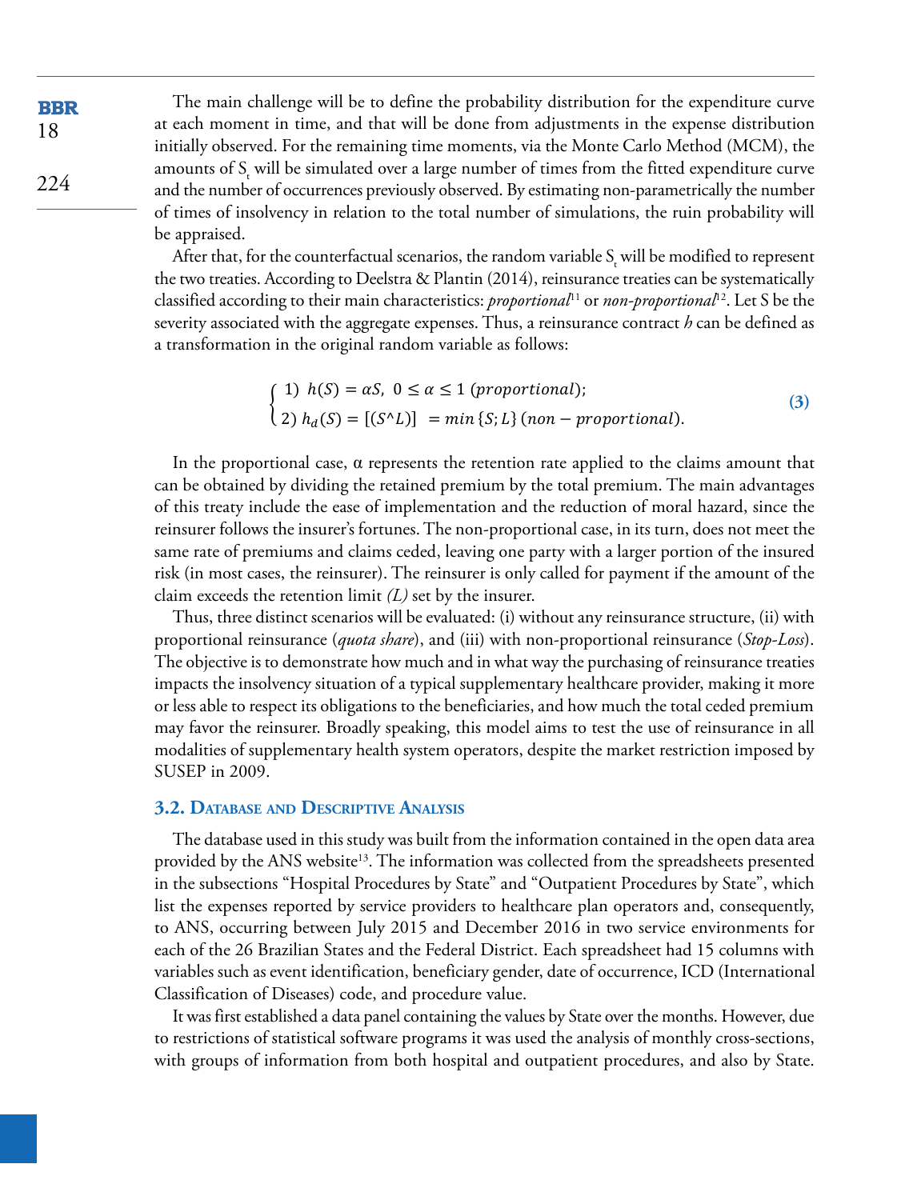The main challenge will be to define the probability distribution for the expenditure curve at each moment in time, and that will be done from adjustments in the expense distribution initially observed. For the remaining time moments, via the Monte Carlo Method (MCM), the amounts of $S_t$ will be simulated over a large number of times from the fitted expenditure curve and the number of occurrences previously observed. By estimating non-parametrically the number of times of insolvency in relation to the total number of simulations, the ruin probability will be appraised.

After that, for the counterfactual scenarios, the random variable $S_t$ will be modified to represent the two treaties. According to Deelstra & Plantin (2014), reinsurance treaties can be systematically classified according to their main characteristics: *proportional*[11] or *non-proportional*[12]. Let S be the severity associated with the aggregate expenses. Thus, a reinsurance contract *h* can be defined as a transformation in the original random variable as follows:

$$\begin{cases} 1)\ h(S) = \alpha S,\ 0 \leq \alpha \leq 1\ (proportional); \\ 2)\ h_d(S) = [(S^\wedge L)]\ = min\,\{S; L\}\,(non - proportional). \end{cases} \quad (3)$$

In the proportional case, α represents the retention rate applied to the claims amount that can be obtained by dividing the retained premium by the total premium. The main advantages of this treaty include the ease of implementation and the reduction of moral hazard, since the reinsurer follows the insurer's fortunes. The non-proportional case, in its turn, does not meet the same rate of premiums and claims ceded, leaving one party with a larger portion of the insured risk (in most cases, the reinsurer). The reinsurer is only called for payment if the amount of the claim exceeds the retention limit *(L)* set by the insurer.

Thus, three distinct scenarios will be evaluated: (i) without any reinsurance structure, (ii) with proportional reinsurance (*quota share*), and (iii) with non-proportional reinsurance (*Stop-Loss*). The objective is to demonstrate how much and in what way the purchasing of reinsurance treaties impacts the insolvency situation of a typical supplementary healthcare provider, making it more or less able to respect its obligations to the beneficiaries, and how much the total ceded premium may favor the reinsurer. Broadly speaking, this model aims to test the use of reinsurance in all modalities of supplementary health system operators, despite the market restriction imposed by SUSEP in 2009.

### 3.2. Database and Descriptive Analysis

The database used in this study was built from the information contained in the open data area provided by the ANS website[13]. The information was collected from the spreadsheets presented in the subsections "Hospital Procedures by State" and "Outpatient Procedures by State", which list the expenses reported by service providers to healthcare plan operators and, consequently, to ANS, occurring between July 2015 and December 2016 in two service environments for each of the 26 Brazilian States and the Federal District. Each spreadsheet had 15 columns with variables such as event identification, beneficiary gender, date of occurrence, ICD (International Classification of Diseases) code, and procedure value.

It was first established a data panel containing the values by State over the months. However, due to restrictions of statistical software programs it was used the analysis of monthly cross-sections, with groups of information from both hospital and outpatient procedures, and also by State.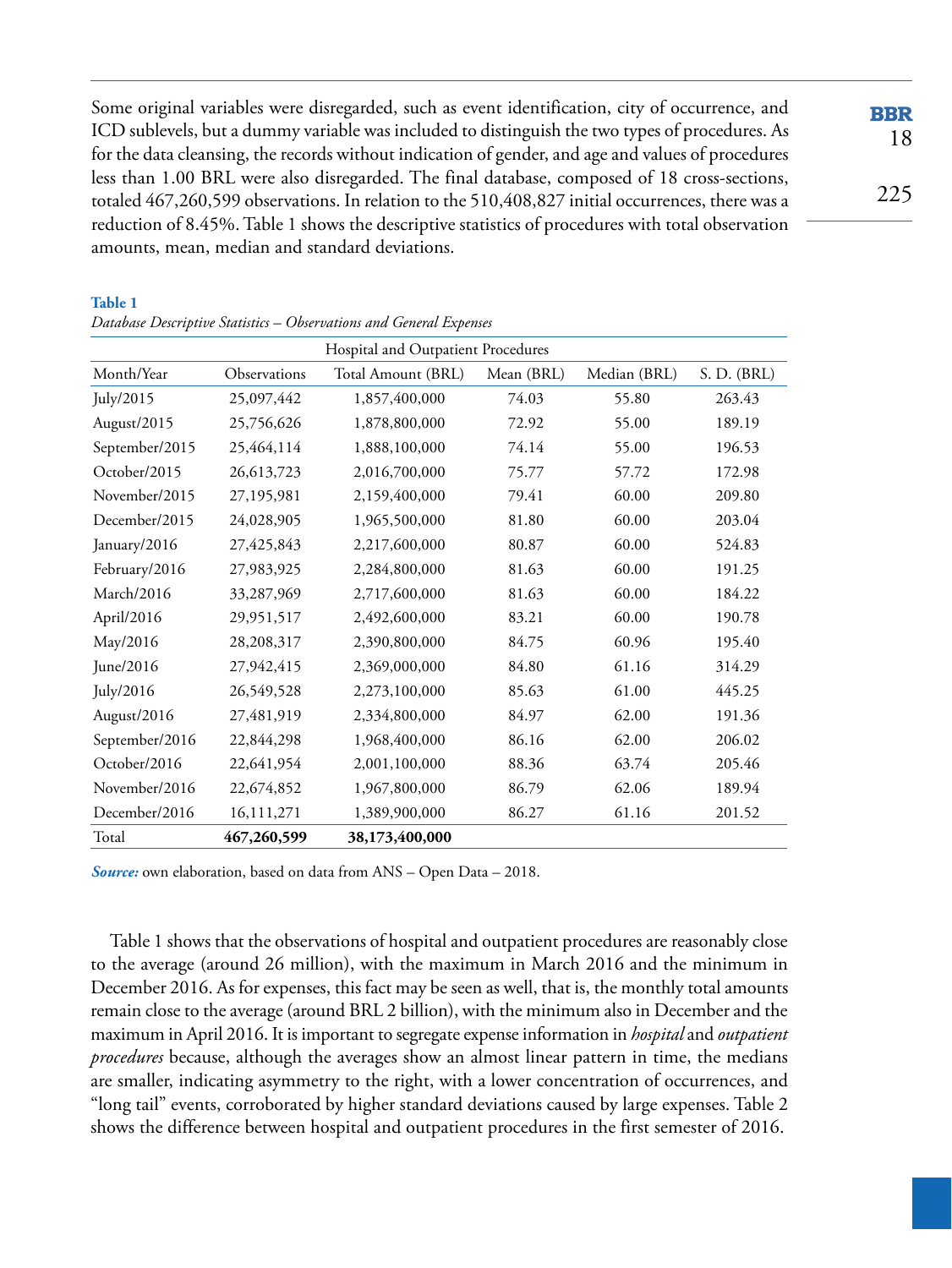Some original variables were disregarded, such as event identification, city of occurrence, and ICD sublevels, but a dummy variable was included to distinguish the two types of procedures. As for the data cleansing, the records without indication of gender, and age and values of procedures less than 1.00 BRL were also disregarded. The final database, composed of 18 cross-sections, totaled 467,260,599 observations. In relation to the 510,408,827 initial occurrences, there was a reduction of 8.45%. Table 1 shows the descriptive statistics of procedures with total observation amounts, mean, median and standard deviations.

**Table 1**
*Database Descriptive Statistics – Observations and General Expenses*

| Hospital and Outpatient Procedures | | | | | |
|---|---|---|---|---|---|
| Month/Year | Observations | Total Amount (BRL) | Mean (BRL) | Median (BRL) | S. D. (BRL) |
| July/2015 | 25,097,442 | 1,857,400,000 | 74.03 | 55.80 | 263.43 |
| August/2015 | 25,756,626 | 1,878,800,000 | 72.92 | 55.00 | 189.19 |
| September/2015 | 25,464,114 | 1,888,100,000 | 74.14 | 55.00 | 196.53 |
| October/2015 | 26,613,723 | 2,016,700,000 | 75.77 | 57.72 | 172.98 |
| November/2015 | 27,195,981 | 2,159,400,000 | 79.41 | 60.00 | 209.80 |
| December/2015 | 24,028,905 | 1,965,500,000 | 81.80 | 60.00 | 203.04 |
| January/2016 | 27,425,843 | 2,217,600,000 | 80.87 | 60.00 | 524.83 |
| February/2016 | 27,983,925 | 2,284,800,000 | 81.63 | 60.00 | 191.25 |
| March/2016 | 33,287,969 | 2,717,600,000 | 81.63 | 60.00 | 184.22 |
| April/2016 | 29,951,517 | 2,492,600,000 | 83.21 | 60.00 | 190.78 |
| May/2016 | 28,208,317 | 2,390,800,000 | 84.75 | 60.96 | 195.40 |
| June/2016 | 27,942,415 | 2,369,000,000 | 84.80 | 61.16 | 314.29 |
| July/2016 | 26,549,528 | 2,273,100,000 | 85.63 | 61.00 | 445.25 |
| August/2016 | 27,481,919 | 2,334,800,000 | 84.97 | 62.00 | 191.36 |
| September/2016 | 22,844,298 | 1,968,400,000 | 86.16 | 62.00 | 206.02 |
| October/2016 | 22,641,954 | 2,001,100,000 | 88.36 | 63.74 | 205.46 |
| November/2016 | 22,674,852 | 1,967,800,000 | 86.79 | 62.06 | 189.94 |
| December/2016 | 16,111,271 | 1,389,900,000 | 86.27 | 61.16 | 201.52 |
| Total | **467,260,599** | **38,173,400,000** | | | |

***Source:*** own elaboration, based on data from ANS – Open Data – 2018.

Table 1 shows that the observations of hospital and outpatient procedures are reasonably close to the average (around 26 million), with the maximum in March 2016 and the minimum in December 2016. As for expenses, this fact may be seen as well, that is, the monthly total amounts remain close to the average (around BRL 2 billion), with the minimum also in December and the maximum in April 2016. It is important to segregate expense information in *hospital* and *outpatient procedures* because, although the averages show an almost linear pattern in time, the medians are smaller, indicating asymmetry to the right, with a lower concentration of occurrences, and "long tail" events, corroborated by higher standard deviations caused by large expenses. Table 2 shows the difference between hospital and outpatient procedures in the first semester of 2016.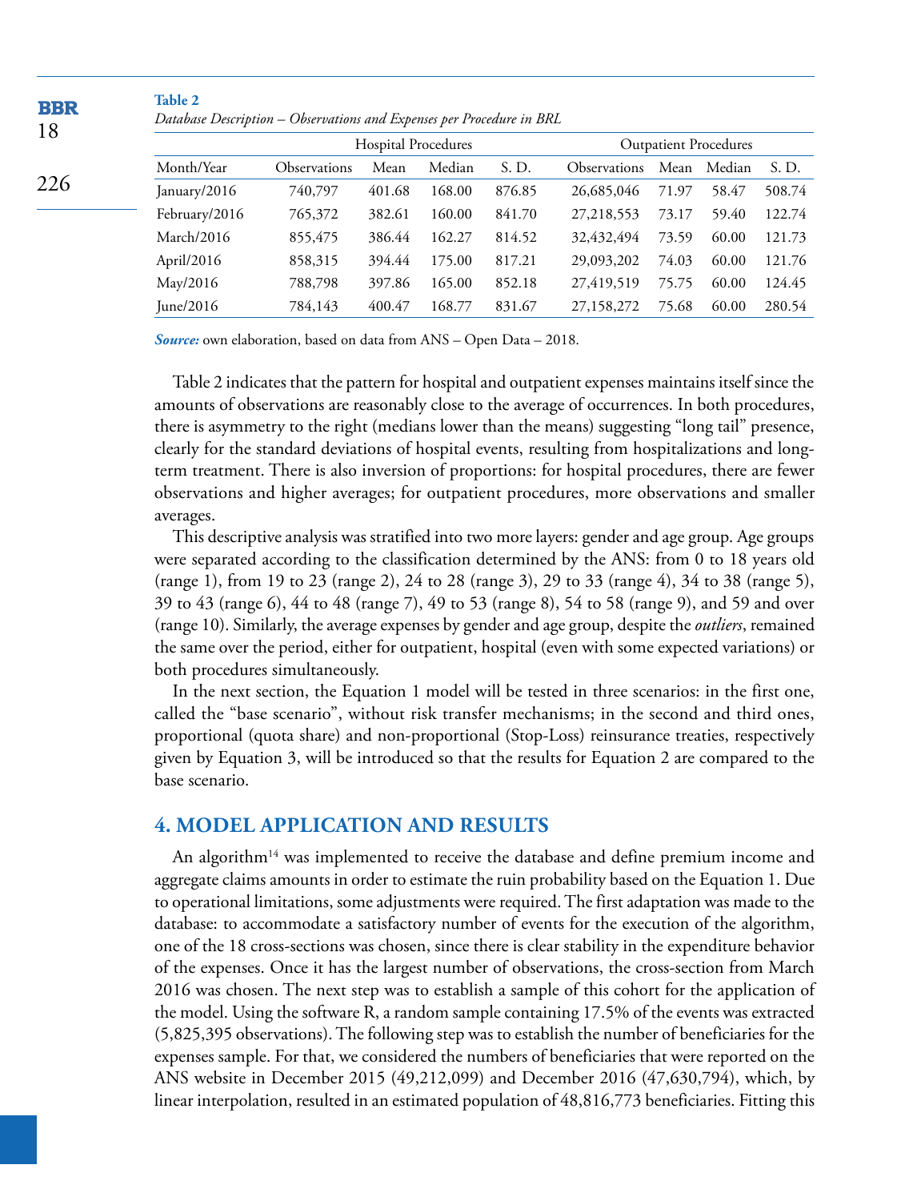**Table 2**

*Database Description – Observations and Expenses per Procedure in BRL*

| | Hospital Procedures | | | | Outpatient Procedures | | | |
|---|---|---|---|---|---|---|---|---|
| Month/Year | Observations | Mean | Median | S. D. | Observations | Mean | Median | S. D. |
| January/2016 | 740,797 | 401.68 | 168.00 | 876.85 | 26,685,046 | 71.97 | 58.47 | 508.74 |
| February/2016 | 765,372 | 382.61 | 160.00 | 841.70 | 27,218,553 | 73.17 | 59.40 | 122.74 |
| March/2016 | 855,475 | 386.44 | 162.27 | 814.52 | 32,432,494 | 73.59 | 60.00 | 121.73 |
| April/2016 | 858,315 | 394.44 | 175.00 | 817.21 | 29,093,202 | 74.03 | 60.00 | 121.76 |
| May/2016 | 788,798 | 397.86 | 165.00 | 852.18 | 27,419,519 | 75.75 | 60.00 | 124.45 |
| June/2016 | 784,143 | 400.47 | 168.77 | 831.67 | 27,158,272 | 75.68 | 60.00 | 280.54 |

***Source:*** own elaboration, based on data from ANS – Open Data – 2018.

Table 2 indicates that the pattern for hospital and outpatient expenses maintains itself since the amounts of observations are reasonably close to the average of occurrences. In both procedures, there is asymmetry to the right (medians lower than the means) suggesting "long tail" presence, clearly for the standard deviations of hospital events, resulting from hospitalizations and long-term treatment. There is also inversion of proportions: for hospital procedures, there are fewer observations and higher averages; for outpatient procedures, more observations and smaller averages.

This descriptive analysis was stratified into two more layers: gender and age group. Age groups were separated according to the classification determined by the ANS: from 0 to 18 years old (range 1), from 19 to 23 (range 2), 24 to 28 (range 3), 29 to 33 (range 4), 34 to 38 (range 5), 39 to 43 (range 6), 44 to 48 (range 7), 49 to 53 (range 8), 54 to 58 (range 9), and 59 and over (range 10). Similarly, the average expenses by gender and age group, despite the *outliers*, remained the same over the period, either for outpatient, hospital (even with some expected variations) or both procedures simultaneously.

In the next section, the Equation 1 model will be tested in three scenarios: in the first one, called the "base scenario", without risk transfer mechanisms; in the second and third ones, proportional (quota share) and non-proportional (Stop-Loss) reinsurance treaties, respectively given by Equation 3, will be introduced so that the results for Equation 2 are compared to the base scenario.

## 4. MODEL APPLICATION AND RESULTS

An algorithm[14] was implemented to receive the database and define premium income and aggregate claims amounts in order to estimate the ruin probability based on the Equation 1. Due to operational limitations, some adjustments were required. The first adaptation was made to the database: to accommodate a satisfactory number of events for the execution of the algorithm, one of the 18 cross-sections was chosen, since there is clear stability in the expenditure behavior of the expenses. Once it has the largest number of observations, the cross-section from March 2016 was chosen. The next step was to establish a sample of this cohort for the application of the model. Using the software R, a random sample containing 17.5% of the events was extracted (5,825,395 observations). The following step was to establish the number of beneficiaries for the expenses sample. For that, we considered the numbers of beneficiaries that were reported on the ANS website in December 2015 (49,212,099) and December 2016 (47,630,794), which, by linear interpolation, resulted in an estimated population of 48,816,773 beneficiaries. Fitting this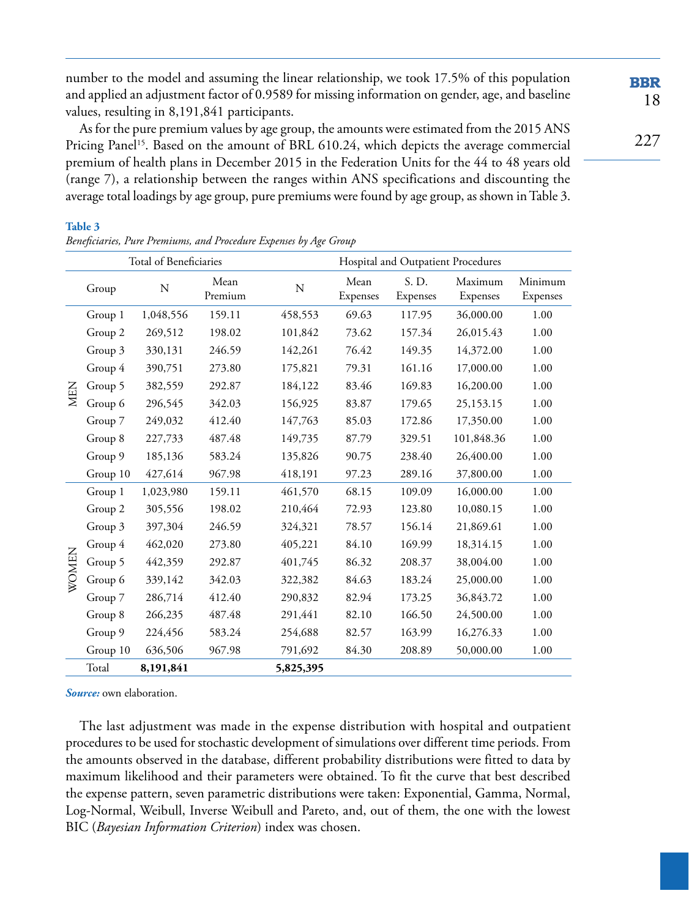number to the model and assuming the linear relationship, we took 17.5% of this population and applied an adjustment factor of 0.9589 for missing information on gender, age, and baseline values, resulting in 8,191,841 participants.

As for the pure premium values by age group, the amounts were estimated from the 2015 ANS Pricing Panel[15]. Based on the amount of BRL 610.24, which depicts the average commercial premium of health plans in December 2015 in the Federation Units for the 44 to 48 years old (range 7), a relationship between the ranges within ANS specifications and discounting the average total loadings by age group, pure premiums were found by age group, as shown in Table 3.

**Table 3**

*Beneficiaries, Pure Premiums, and Procedure Expenses by Age Group*

| | Total of Beneficiaries | | | Hospital and Outpatient Procedures | | | | |
|---|---|---|---|---|---|---|---|---|
| | Group | N | Mean Premium | N | Mean Expenses | S. D. Expenses | Maximum Expenses | Minimum Expenses |
| MEN | Group 1 | 1,048,556 | 159.11 | 458,553 | 69.63 | 117.95 | 36,000.00 | 1.00 |
| | Group 2 | 269,512 | 198.02 | 101,842 | 73.62 | 157.34 | 26,015.43 | 1.00 |
| | Group 3 | 330,131 | 246.59 | 142,261 | 76.42 | 149.35 | 14,372.00 | 1.00 |
| | Group 4 | 390,751 | 273.80 | 175,821 | 79.31 | 161.16 | 17,000.00 | 1.00 |
| | Group 5 | 382,559 | 292.87 | 184,122 | 83.46 | 169.83 | 16,200.00 | 1.00 |
| | Group 6 | 296,545 | 342.03 | 156,925 | 83.87 | 179.65 | 25,153.15 | 1.00 |
| | Group 7 | 249,032 | 412.40 | 147,763 | 85.03 | 172.86 | 17,350.00 | 1.00 |
| | Group 8 | 227,733 | 487.48 | 149,735 | 87.79 | 329.51 | 101,848.36 | 1.00 |
| | Group 9 | 185,136 | 583.24 | 135,826 | 90.75 | 238.40 | 26,400.00 | 1.00 |
| | Group 10 | 427,614 | 967.98 | 418,191 | 97.23 | 289.16 | 37,800.00 | 1.00 |
| WOMEN | Group 1 | 1,023,980 | 159.11 | 461,570 | 68.15 | 109.09 | 16,000.00 | 1.00 |
| | Group 2 | 305,556 | 198.02 | 210,464 | 72.93 | 123.80 | 10,080.15 | 1.00 |
| | Group 3 | 397,304 | 246.59 | 324,321 | 78.57 | 156.14 | 21,869.61 | 1.00 |
| | Group 4 | 462,020 | 273.80 | 405,221 | 84.10 | 169.99 | 18,314.15 | 1.00 |
| | Group 5 | 442,359 | 292.87 | 401,745 | 86.32 | 208.37 | 38,004.00 | 1.00 |
| | Group 6 | 339,142 | 342.03 | 322,382 | 84.63 | 183.24 | 25,000.00 | 1.00 |
| | Group 7 | 286,714 | 412.40 | 290,832 | 82.94 | 173.25 | 36,843.72 | 1.00 |
| | Group 8 | 266,235 | 487.48 | 291,441 | 82.10 | 166.50 | 24,500.00 | 1.00 |
| | Group 9 | 224,456 | 583.24 | 254,688 | 82.57 | 163.99 | 16,276.33 | 1.00 |
| | Group 10 | 636,506 | 967.98 | 791,692 | 84.30 | 208.89 | 50,000.00 | 1.00 |
| | Total | **8,191,841** | | **5,825,395** | | | | |

***Source:*** own elaboration.

The last adjustment was made in the expense distribution with hospital and outpatient procedures to be used for stochastic development of simulations over different time periods. From the amounts observed in the database, different probability distributions were fitted to data by maximum likelihood and their parameters were obtained. To fit the curve that best described the expense pattern, seven parametric distributions were taken: Exponential, Gamma, Normal, Log-Normal, Weibull, Inverse Weibull and Pareto, and, out of them, the one with the lowest BIC (*Bayesian Information Criterion*) index was chosen.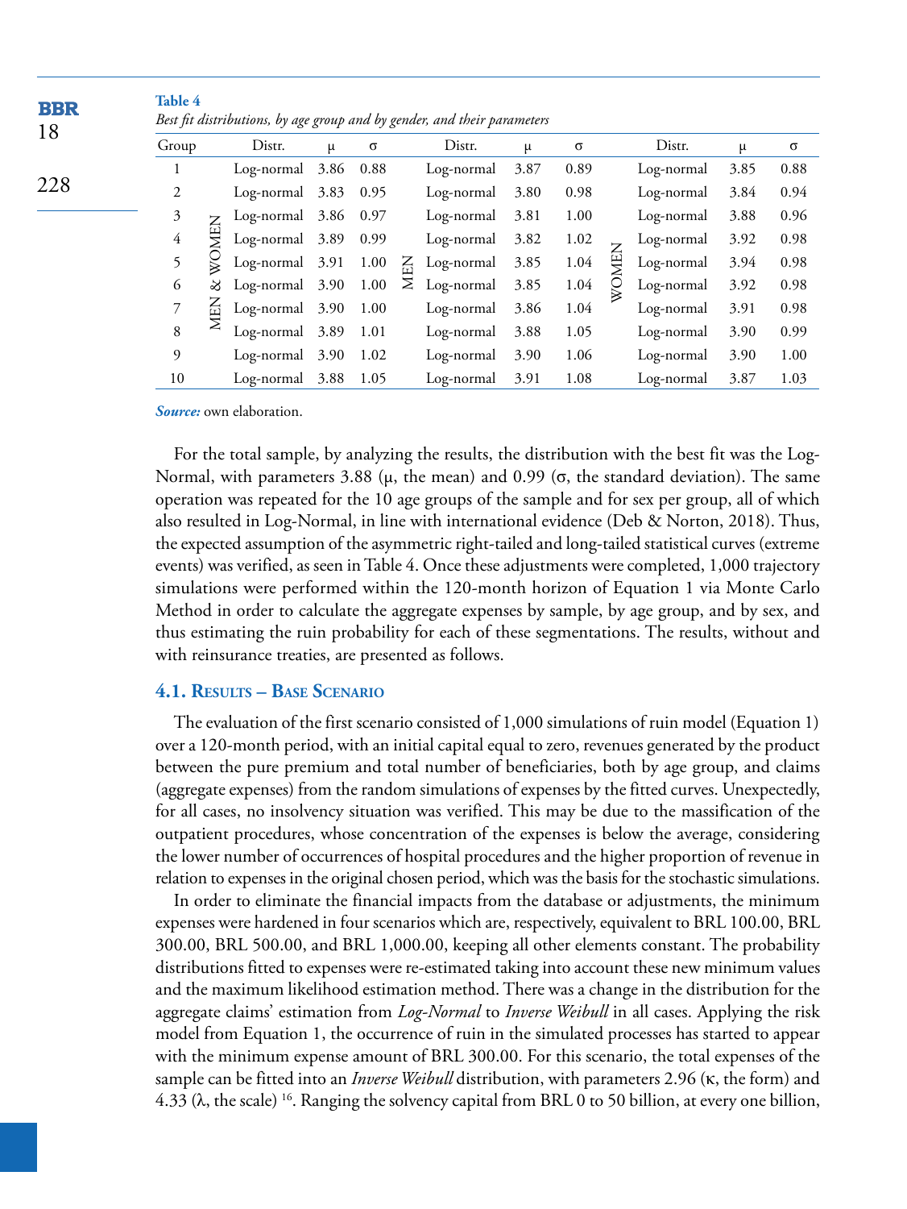**Table 4**

*Best fit distributions, by age group and by gender, and their parameters*

| Group | | Distr. | μ | σ | | Distr. | μ | σ | | Distr. | μ | σ |
|---|---|---|---|---|---|---|---|---|---|---|---|---|
| 1 | MEN & WOMEN | Log-normal | 3.86 | 0.88 | MEN | Log-normal | 3.87 | 0.89 | WOMEN | Log-normal | 3.85 | 0.88 |
| 2 | | Log-normal | 3.83 | 0.95 | | Log-normal | 3.80 | 0.98 | | Log-normal | 3.84 | 0.94 |
| 3 | | Log-normal | 3.86 | 0.97 | | Log-normal | 3.81 | 1.00 | | Log-normal | 3.88 | 0.96 |
| 4 | | Log-normal | 3.89 | 0.99 | | Log-normal | 3.82 | 1.02 | | Log-normal | 3.92 | 0.98 |
| 5 | | Log-normal | 3.91 | 1.00 | | Log-normal | 3.85 | 1.04 | | Log-normal | 3.94 | 0.98 |
| 6 | | Log-normal | 3.90 | 1.00 | | Log-normal | 3.85 | 1.04 | | Log-normal | 3.92 | 0.98 |
| 7 | | Log-normal | 3.90 | 1.00 | | Log-normal | 3.86 | 1.04 | | Log-normal | 3.91 | 0.98 |
| 8 | | Log-normal | 3.89 | 1.01 | | Log-normal | 3.88 | 1.05 | | Log-normal | 3.90 | 0.99 |
| 9 | | Log-normal | 3.90 | 1.02 | | Log-normal | 3.90 | 1.06 | | Log-normal | 3.90 | 1.00 |
| 10 | | Log-normal | 3.88 | 1.05 | | Log-normal | 3.91 | 1.08 | | Log-normal | 3.87 | 1.03 |

***Source:*** own elaboration.

For the total sample, by analyzing the results, the distribution with the best fit was the Log-Normal, with parameters 3.88 (μ, the mean) and 0.99 (σ, the standard deviation). The same operation was repeated for the 10 age groups of the sample and for sex per group, all of which also resulted in Log-Normal, in line with international evidence (Deb & Norton, 2018). Thus, the expected assumption of the asymmetric right-tailed and long-tailed statistical curves (extreme events) was verified, as seen in Table 4. Once these adjustments were completed, 1,000 trajectory simulations were performed within the 120-month horizon of Equation 1 via Monte Carlo Method in order to calculate the aggregate expenses by sample, by age group, and by sex, and thus estimating the ruin probability for each of these segmentations. The results, without and with reinsurance treaties, are presented as follows.

### 4.1. Results – Base Scenario

The evaluation of the first scenario consisted of 1,000 simulations of ruin model (Equation 1) over a 120-month period, with an initial capital equal to zero, revenues generated by the product between the pure premium and total number of beneficiaries, both by age group, and claims (aggregate expenses) from the random simulations of expenses by the fitted curves. Unexpectedly, for all cases, no insolvency situation was verified. This may be due to the massification of the outpatient procedures, whose concentration of the expenses is below the average, considering the lower number of occurrences of hospital procedures and the higher proportion of revenue in relation to expenses in the original chosen period, which was the basis for the stochastic simulations.

In order to eliminate the financial impacts from the database or adjustments, the minimum expenses were hardened in four scenarios which are, respectively, equivalent to BRL 100.00, BRL 300.00, BRL 500.00, and BRL 1,000.00, keeping all other elements constant. The probability distributions fitted to expenses were re-estimated taking into account these new minimum values and the maximum likelihood estimation method. There was a change in the distribution for the aggregate claims' estimation from *Log-Normal* to *Inverse Weibull* in all cases. Applying the risk model from Equation 1, the occurrence of ruin in the simulated processes has started to appear with the minimum expense amount of BRL 300.00. For this scenario, the total expenses of the sample can be fitted into an *Inverse Weibull* distribution, with parameters 2.96 (κ, the form) and 4.33 (λ, the scale) [16]. Ranging the solvency capital from BRL 0 to 50 billion, at every one billion,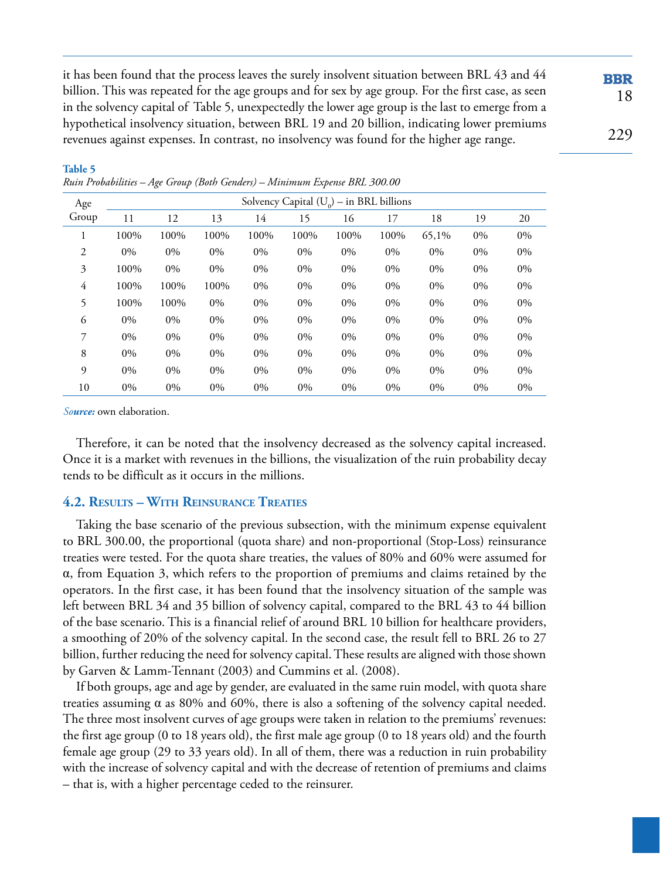it has been found that the process leaves the surely insolvent situation between BRL 43 and 44 billion. This was repeated for the age groups and for sex by age group. For the first case, as seen in the solvency capital of Table 5, unexpectedly the lower age group is the last to emerge from a hypothetical insolvency situation, between BRL 19 and 20 billion, indicating lower premiums revenues against expenses. In contrast, no insolvency was found for the higher age range.

**Table 5**
*Ruin Probabilities – Age Group (Both Genders) – Minimum Expense BRL 300.00*

| Age Group | Solvency Capital ($U_0$) – in BRL billions | | | | | | | | | |
|---|---|---|---|---|---|---|---|---|---|---|
| | 11 | 12 | 13 | 14 | 15 | 16 | 17 | 18 | 19 | 20 |
| 1 | 100% | 100% | 100% | 100% | 100% | 100% | 100% | 65,1% | 0% | 0% |
| 2 | 0% | 0% | 0% | 0% | 0% | 0% | 0% | 0% | 0% | 0% |
| 3 | 100% | 0% | 0% | 0% | 0% | 0% | 0% | 0% | 0% | 0% |
| 4 | 100% | 100% | 100% | 0% | 0% | 0% | 0% | 0% | 0% | 0% |
| 5 | 100% | 100% | 0% | 0% | 0% | 0% | 0% | 0% | 0% | 0% |
| 6 | 0% | 0% | 0% | 0% | 0% | 0% | 0% | 0% | 0% | 0% |
| 7 | 0% | 0% | 0% | 0% | 0% | 0% | 0% | 0% | 0% | 0% |
| 8 | 0% | 0% | 0% | 0% | 0% | 0% | 0% | 0% | 0% | 0% |
| 9 | 0% | 0% | 0% | 0% | 0% | 0% | 0% | 0% | 0% | 0% |
| 10 | 0% | 0% | 0% | 0% | 0% | 0% | 0% | 0% | 0% | 0% |

***Source:*** own elaboration.

Therefore, it can be noted that the insolvency decreased as the solvency capital increased. Once it is a market with revenues in the billions, the visualization of the ruin probability decay tends to be difficult as it occurs in the millions.

## 4.2. Results – With Reinsurance Treaties

Taking the base scenario of the previous subsection, with the minimum expense equivalent to BRL 300.00, the proportional (quota share) and non-proportional (Stop-Loss) reinsurance treaties were tested. For the quota share treaties, the values of 80% and 60% were assumed for $\alpha$, from Equation 3, which refers to the proportion of premiums and claims retained by the operators. In the first case, it has been found that the insolvency situation of the sample was left between BRL 34 and 35 billion of solvency capital, compared to the BRL 43 to 44 billion of the base scenario. This is a financial relief of around BRL 10 billion for healthcare providers, a smoothing of 20% of the solvency capital. In the second case, the result fell to BRL 26 to 27 billion, further reducing the need for solvency capital. These results are aligned with those shown by Garven & Lamm-Tennant (2003) and Cummins et al. (2008).

If both groups, age and age by gender, are evaluated in the same ruin model, with quota share treaties assuming $\alpha$ as 80% and 60%, there is also a softening of the solvency capital needed. The three most insolvent curves of age groups were taken in relation to the premiums' revenues: the first age group (0 to 18 years old), the first male age group (0 to 18 years old) and the fourth female age group (29 to 33 years old). In all of them, there was a reduction in ruin probability with the increase of solvency capital and with the decrease of retention of premiums and claims – that is, with a higher percentage ceded to the reinsurer.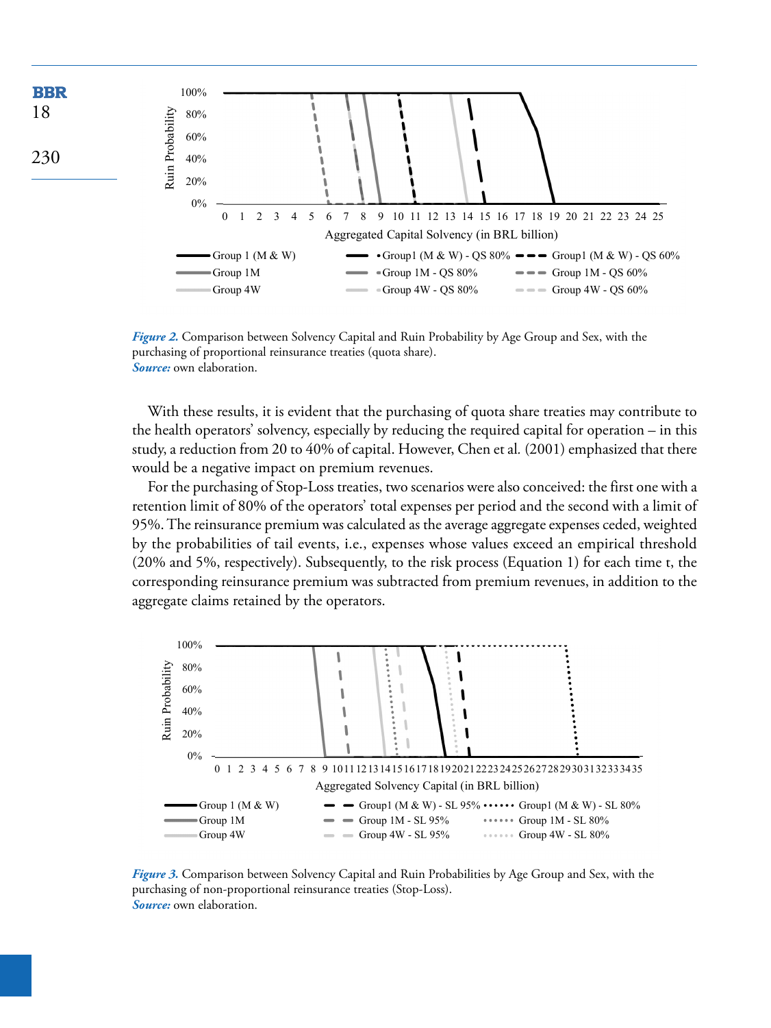100%
80%
60%
40%
20%
0%

Ruin Probability

0 1 2 3 4 5 6 7 8 9 10 11 12 13 14 15 16 17 18 19 20 21 22 23 24 25

Aggregated Capital Solvency (in BRL billion)

Group 1 (M & W) · Group1 (M & W) - QS 80% · Group1 (M & W) - QS 60%
Group 1M · Group 1M - QS 80% · Group 1M - QS 60%
Group 4W · Group 4W - QS 80% · Group 4W - QS 60%

*Figure 2.* Comparison between Solvency Capital and Ruin Probability by Age Group and Sex, with the purchasing of proportional reinsurance treaties (quota share).
*Source:* own elaboration.

With these results, it is evident that the purchasing of quota share treaties may contribute to the health operators' solvency, especially by reducing the required capital for operation – in this study, a reduction from 20 to 40% of capital. However, Chen et al. (2001) emphasized that there would be a negative impact on premium revenues.

For the purchasing of Stop-Loss treaties, two scenarios were also conceived: the first one with a retention limit of 80% of the operators' total expenses per period and the second with a limit of 95%. The reinsurance premium was calculated as the average aggregate expenses ceded, weighted by the probabilities of tail events, i.e., expenses whose values exceed an empirical threshold (20% and 5%, respectively). Subsequently, to the risk process (Equation 1) for each time t, the corresponding reinsurance premium was subtracted from premium revenues, in addition to the aggregate claims retained by the operators.

100%
80%
60%
40%
20%
0%

Ruin Probability

0 1 2 3 4 5 6 7 8 9 10 11 12 13 14 15 16 17 18 19 20 21 22 23 24 25 26 27 28 29 30 31 32 33 34 35

Aggregated Solvency Capital (in BRL billion)

Group 1 (M & W) · Group1 (M & W) - SL 95% · Group1 (M & W) - SL 80%
Group 1M · Group 1M - SL 95% · Group 1M - SL 80%
Group 4W · Group 4W - SL 95% · Group 4W - SL 80%

*Figure 3.* Comparison between Solvency Capital and Ruin Probabilities by Age Group and Sex, with the purchasing of non-proportional reinsurance treaties (Stop-Loss).
*Source:* own elaboration.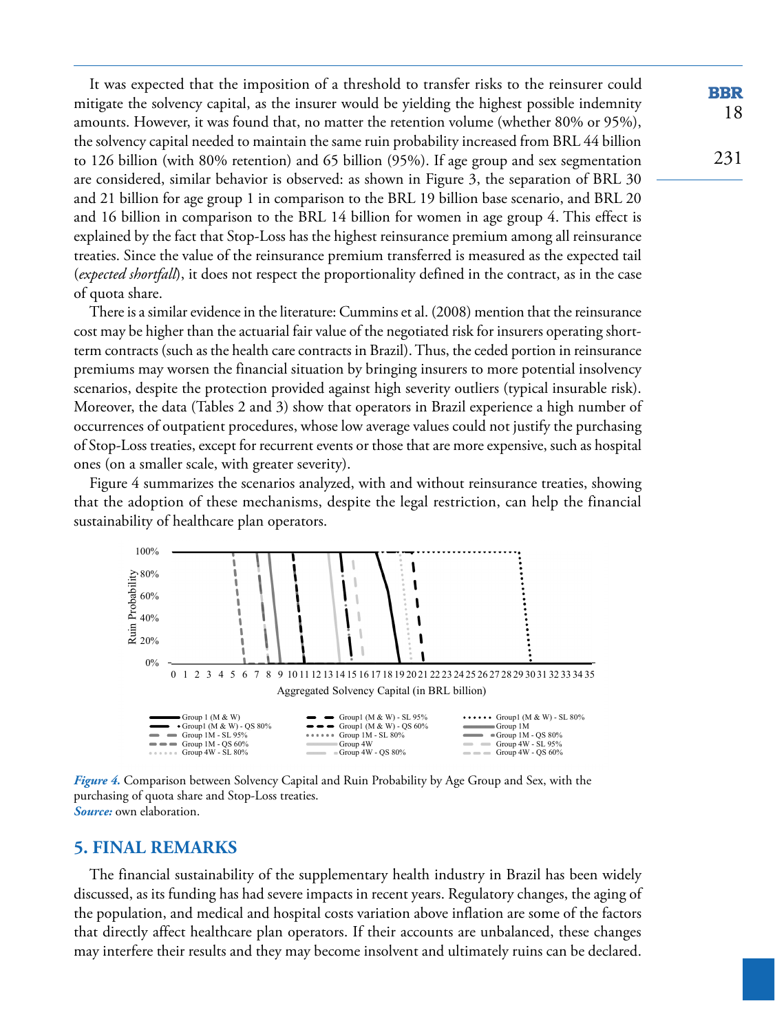It was expected that the imposition of a threshold to transfer risks to the reinsurer could mitigate the solvency capital, as the insurer would be yielding the highest possible indemnity amounts. However, it was found that, no matter the retention volume (whether 80% or 95%), the solvency capital needed to maintain the same ruin probability increased from BRL 44 billion to 126 billion (with 80% retention) and 65 billion (95%). If age group and sex segmentation are considered, similar behavior is observed: as shown in Figure 3, the separation of BRL 30 and 21 billion for age group 1 in comparison to the BRL 19 billion base scenario, and BRL 20 and 16 billion in comparison to the BRL 14 billion for women in age group 4. This effect is explained by the fact that Stop-Loss has the highest reinsurance premium among all reinsurance treaties. Since the value of the reinsurance premium transferred is measured as the expected tail (*expected shortfall*), it does not respect the proportionality defined in the contract, as in the case of quota share.

There is a similar evidence in the literature: Cummins et al. (2008) mention that the reinsurance cost may be higher than the actuarial fair value of the negotiated risk for insurers operating short-term contracts (such as the health care contracts in Brazil). Thus, the ceded portion in reinsurance premiums may worsen the financial situation by bringing insurers to more potential insolvency scenarios, despite the protection provided against high severity outliers (typical insurable risk). Moreover, the data (Tables 2 and 3) show that operators in Brazil experience a high number of occurrences of outpatient procedures, whose low average values could not justify the purchasing of Stop-Loss treaties, except for recurrent events or those that are more expensive, such as hospital ones (on a smaller scale, with greater severity).

Figure 4 summarizes the scenarios analyzed, with and without reinsurance treaties, showing that the adoption of these mechanisms, despite the legal restriction, can help the financial sustainability of healthcare plan operators.

Ruin Probability
100%
80%
60%
40%
20%
0%
0 1 2 3 4 5 6 7 8 9 10 11 12 13 14 15 16 17 18 19 20 21 22 23 24 25 26 27 28 29 30 31 32 33 34 35
Aggregated Solvency Capital (in BRL billion)

Group 1 (M & W)
Group1 (M & W) - SL 95%
Group1 (M & W) - SL 80%
Group1 (M & W) - QS 80%
Group1 (M & W) - QS 60%
Group 1M
Group 1M - SL 95%
Group 1M - SL 80%
Group 1M - QS 80%
Group 1M - QS 60%
Group 4W
Group 4W - SL 95%
Group 4W - SL 80%
Group 4W - QS 80%
Group 4W - QS 60%

***Figure 4.*** Comparison between Solvency Capital and Ruin Probability by Age Group and Sex, with the purchasing of quota share and Stop-Loss treaties.
***Source:*** own elaboration.

## 5. FINAL REMARKS

The financial sustainability of the supplementary health industry in Brazil has been widely discussed, as its funding has had severe impacts in recent years. Regulatory changes, the aging of the population, and medical and hospital costs variation above inflation are some of the factors that directly affect healthcare plan operators. If their accounts are unbalanced, these changes may interfere their results and they may become insolvent and ultimately ruins can be declared.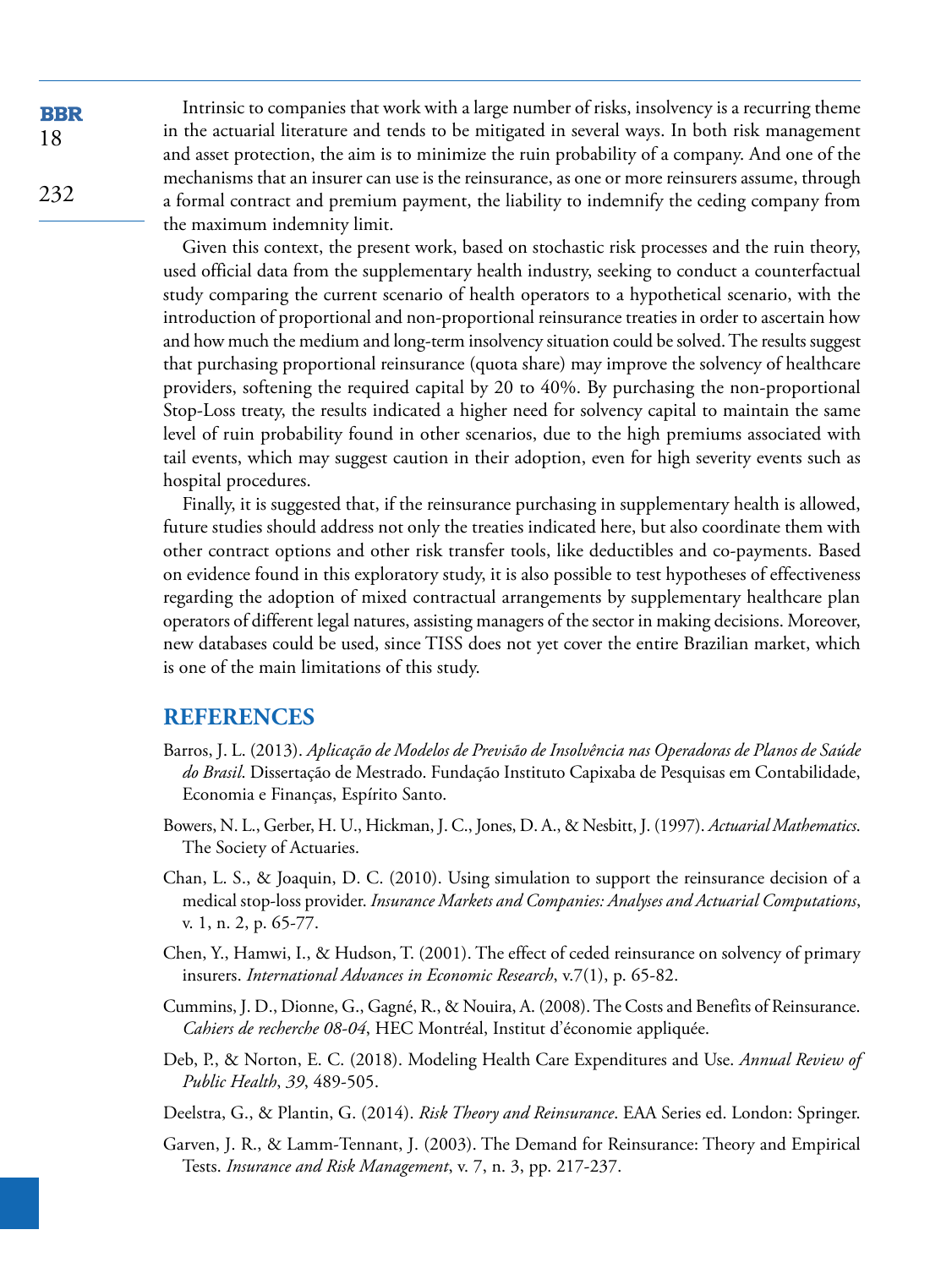Intrinsic to companies that work with a large number of risks, insolvency is a recurring theme in the actuarial literature and tends to be mitigated in several ways. In both risk management and asset protection, the aim is to minimize the ruin probability of a company. And one of the mechanisms that an insurer can use is the reinsurance, as one or more reinsurers assume, through a formal contract and premium payment, the liability to indemnify the ceding company from the maximum indemnity limit.

Given this context, the present work, based on stochastic risk processes and the ruin theory, used official data from the supplementary health industry, seeking to conduct a counterfactual study comparing the current scenario of health operators to a hypothetical scenario, with the introduction of proportional and non-proportional reinsurance treaties in order to ascertain how and how much the medium and long-term insolvency situation could be solved. The results suggest that purchasing proportional reinsurance (quota share) may improve the solvency of healthcare providers, softening the required capital by 20 to 40%. By purchasing the non-proportional Stop-Loss treaty, the results indicated a higher need for solvency capital to maintain the same level of ruin probability found in other scenarios, due to the high premiums associated with tail events, which may suggest caution in their adoption, even for high severity events such as hospital procedures.

Finally, it is suggested that, if the reinsurance purchasing in supplementary health is allowed, future studies should address not only the treaties indicated here, but also coordinate them with other contract options and other risk transfer tools, like deductibles and co-payments. Based on evidence found in this exploratory study, it is also possible to test hypotheses of effectiveness regarding the adoption of mixed contractual arrangements by supplementary healthcare plan operators of different legal natures, assisting managers of the sector in making decisions. Moreover, new databases could be used, since TISS does not yet cover the entire Brazilian market, which is one of the main limitations of this study.

## REFERENCES

Barros, J. L. (2013). *Aplicação de Modelos de Previsão de Insolvência nas Operadoras de Planos de Saúde do Brasil*. Dissertação de Mestrado. Fundação Instituto Capixaba de Pesquisas em Contabilidade, Economia e Finanças, Espírito Santo.

Bowers, N. L., Gerber, H. U., Hickman, J. C., Jones, D. A., & Nesbitt, J. (1997). *Actuarial Mathematics*. The Society of Actuaries.

Chan, L. S., & Joaquin, D. C. (2010). Using simulation to support the reinsurance decision of a medical stop-loss provider. *Insurance Markets and Companies: Analyses and Actuarial Computations*, v. 1, n. 2, p. 65-77.

Chen, Y., Hamwi, I., & Hudson, T. (2001). The effect of ceded reinsurance on solvency of primary insurers. *International Advances in Economic Research*, v.7(1), p. 65-82.

Cummins, J. D., Dionne, G., Gagné, R., & Nouira, A. (2008). The Costs and Benefits of Reinsurance. *Cahiers de recherche 08-04*, HEC Montréal, Institut d'économie appliquée.

Deb, P., & Norton, E. C. (2018). Modeling Health Care Expenditures and Use. *Annual Review of Public Health*, *39*, 489-505.

Deelstra, G., & Plantin, G. (2014). *Risk Theory and Reinsurance*. EAA Series ed. London: Springer.

Garven, J. R., & Lamm-Tennant, J. (2003). The Demand for Reinsurance: Theory and Empirical Tests. *Insurance and Risk Management*, v. 7, n. 3, pp. 217-237.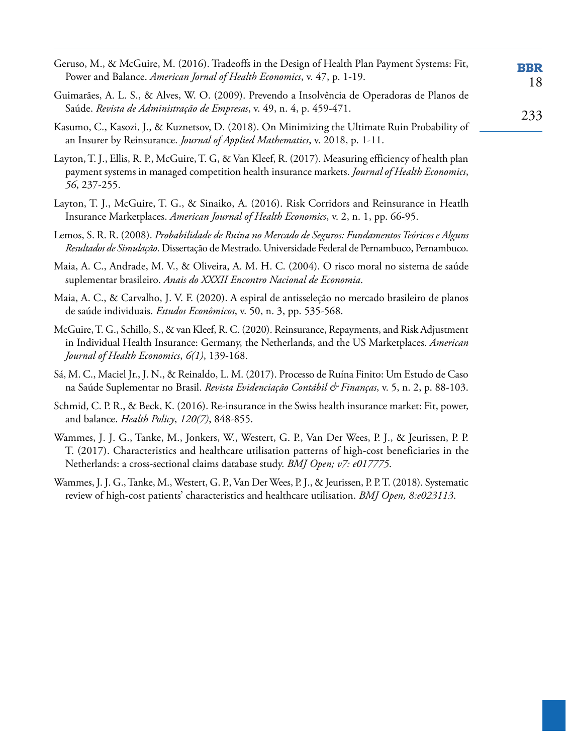Geruso, M., & McGuire, M. (2016). Tradeoffs in the Design of Health Plan Payment Systems: Fit, Power and Balance. *American Jornal of Health Economics*, v. 47, p. 1-19.

Guimarães, A. L. S., & Alves, W. O. (2009). Prevendo a Insolvência de Operadoras de Planos de Saúde. *Revista de Administração de Empresas*, v. 49, n. 4, p. 459-471.

Kasumo, C., Kasozi, J., & Kuznetsov, D. (2018). On Minimizing the Ultimate Ruin Probability of an Insurer by Reinsurance. *Journal of Applied Mathematics*, v. 2018, p. 1-11.

Layton, T. J., Ellis, R. P., McGuire, T. G, & Van Kleef, R. (2017). Measuring efficiency of health plan payment systems in managed competition health insurance markets. *Journal of Health Economics*, *56*, 237-255.

Layton, T. J., McGuire, T. G., & Sinaiko, A. (2016). Risk Corridors and Reinsurance in Heatlh Insurance Marketplaces. *American Journal of Health Economics*, v. 2, n. 1, pp. 66-95.

Lemos, S. R. R. (2008). *Probabilidade de Ruína no Mercado de Seguros: Fundamentos Teóricos e Alguns Resultados de Simulação*. Dissertação de Mestrado. Universidade Federal de Pernambuco, Pernambuco.

Maia, A. C., Andrade, M. V., & Oliveira, A. M. H. C. (2004). O risco moral no sistema de saúde suplementar brasileiro. *Anais do XXXII Encontro Nacional de Economia*.

Maia, A. C., & Carvalho, J. V. F. (2020). A espiral de antisseleção no mercado brasileiro de planos de saúde individuais. *Estudos Econômicos*, v. 50, n. 3, pp. 535-568.

McGuire, T. G., Schillo, S., & van Kleef, R. C. (2020). Reinsurance, Repayments, and Risk Adjustment in Individual Health Insurance: Germany, the Netherlands, and the US Marketplaces. *American Journal of Health Economics*, *6(1)*, 139-168.

Sá, M. C., Maciel Jr., J. N., & Reinaldo, L. M. (2017). Processo de Ruína Finito: Um Estudo de Caso na Saúde Suplementar no Brasil. *Revista Evidenciação Contábil & Finanças*, v. 5, n. 2, p. 88-103.

Schmid, C. P. R., & Beck, K. (2016). Re-insurance in the Swiss health insurance market: Fit, power, and balance. *Health Policy*, *120(7)*, 848-855.

Wammes, J. J. G., Tanke, M., Jonkers, W., Westert, G. P., Van Der Wees, P. J., & Jeurissen, P. P. T. (2017). Characteristics and healthcare utilisation patterns of high-cost beneficiaries in the Netherlands: a cross-sectional claims database study. *BMJ Open; v7: e017775*.

Wammes, J. J. G., Tanke, M., Westert, G. P., Van Der Wees, P. J., & Jeurissen, P. P. T. (2018). Systematic review of high-cost patients' characteristics and healthcare utilisation. *BMJ Open, 8:e023113*.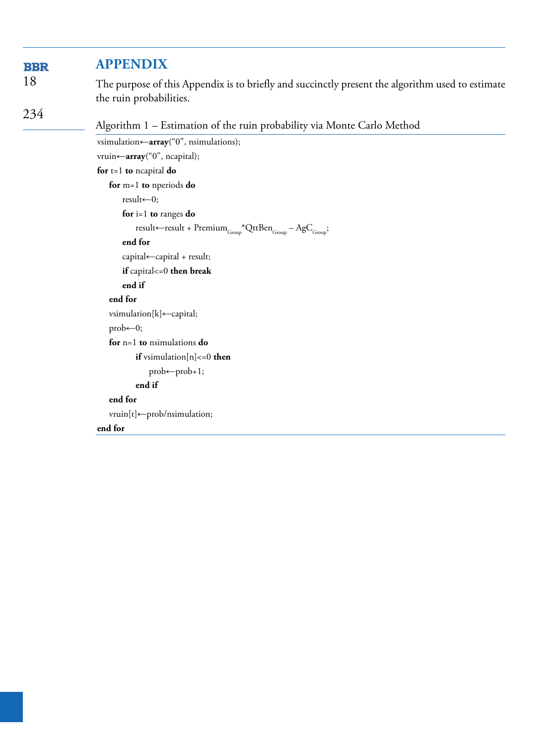## APPENDIX

The purpose of this Appendix is to briefly and succinctly present the algorithm used to estimate the ruin probabilities.

Algorithm 1 – Estimation of the ruin probability via Monte Carlo Method

```
vsimulation←array("0", nsimulations);
vruin←array("0", ncapital);
for t=1 to ncapital do
    for m=1 to nperiods do
        result←0;
        for i=1 to ranges do
            result←result + Premium_Group *QttBen_Group – AgC_Group;
        end for
        capital←capital + result;
        if capital<=0 then break
        end if
    end for
    vsimulation[k]←capital;
    prob←0;
    for n=1 to nsimulations do
            if vsimulation[n]<=0 then
                prob←prob+1;
            end if
    end for
    vruin[t]←prob/nsimulation;
end for
```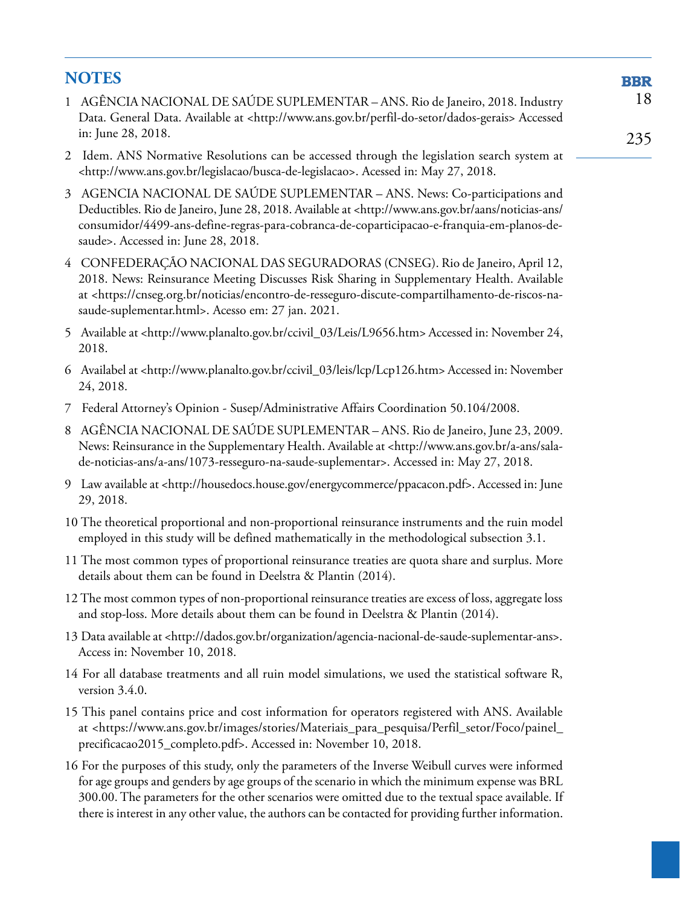## NOTES

1 AGÊNCIA NACIONAL DE SAÚDE SUPLEMENTAR – ANS. Rio de Janeiro, 2018. Industry Data. General Data. Available at <http://www.ans.gov.br/perfil-do-setor/dados-gerais> Accessed in: June 28, 2018.

2 Idem. ANS Normative Resolutions can be accessed through the legislation search system at <http://www.ans.gov.br/legislacao/busca-de-legislacao>. Acessed in: May 27, 2018.

3 AGENCIA NACIONAL DE SAÚDE SUPLEMENTAR – ANS. News: Co-participations and Deductibles. Rio de Janeiro, June 28, 2018. Available at <http://www.ans.gov.br/aans/noticias-ans/consumidor/4499-ans-define-regras-para-cobranca-de-coparticipacao-e-franquia-em-planos-de-saude>. Accessed in: June 28, 2018.

4 CONFEDERAÇÃO NACIONAL DAS SEGURADORAS (CNSEG). Rio de Janeiro, April 12, 2018. News: Reinsurance Meeting Discusses Risk Sharing in Supplementary Health. Available at <https://cnseg.org.br/noticias/encontro-de-resseguro-discute-compartilhamento-de-riscos-na-saude-suplementar.html>. Acesso em: 27 jan. 2021.

5 Available at <http://www.planalto.gov.br/ccivil_03/Leis/L9656.htm> Accessed in: November 24, 2018.

6 Availabel at <http://www.planalto.gov.br/ccivil_03/leis/lcp/Lcp126.htm> Accessed in: November 24, 2018.

7 Federal Attorney's Opinion - Susep/Administrative Affairs Coordination 50.104/2008.

8 AGÊNCIA NACIONAL DE SAÚDE SUPLEMENTAR – ANS. Rio de Janeiro, June 23, 2009. News: Reinsurance in the Supplementary Health. Available at <http://www.ans.gov.br/a-ans/sala-de-noticias-ans/a-ans/1073-resseguro-na-saude-suplementar>. Accessed in: May 27, 2018.

9 Law available at <http://housedocs.house.gov/energycommerce/ppacacon.pdf>. Accessed in: June 29, 2018.

10 The theoretical proportional and non-proportional reinsurance instruments and the ruin model employed in this study will be defined mathematically in the methodological subsection 3.1.

11 The most common types of proportional reinsurance treaties are quota share and surplus. More details about them can be found in Deelstra & Plantin (2014).

12 The most common types of non-proportional reinsurance treaties are excess of loss, aggregate loss and stop-loss. More details about them can be found in Deelstra & Plantin (2014).

13 Data available at <http://dados.gov.br/organization/agencia-nacional-de-saude-suplementar-ans>. Access in: November 10, 2018.

14 For all database treatments and all ruin model simulations, we used the statistical software R, version 3.4.0.

15 This panel contains price and cost information for operators registered with ANS. Available at <https://www.ans.gov.br/images/stories/Materiais_para_pesquisa/Perfil_setor/Foco/painel_precificacao2015_completo.pdf>. Accessed in: November 10, 2018.

16 For the purposes of this study, only the parameters of the Inverse Weibull curves were informed for age groups and genders by age groups of the scenario in which the minimum expense was BRL 300.00. The parameters for the other scenarios were omitted due to the textual space available. If there is interest in any other value, the authors can be contacted for providing further information.